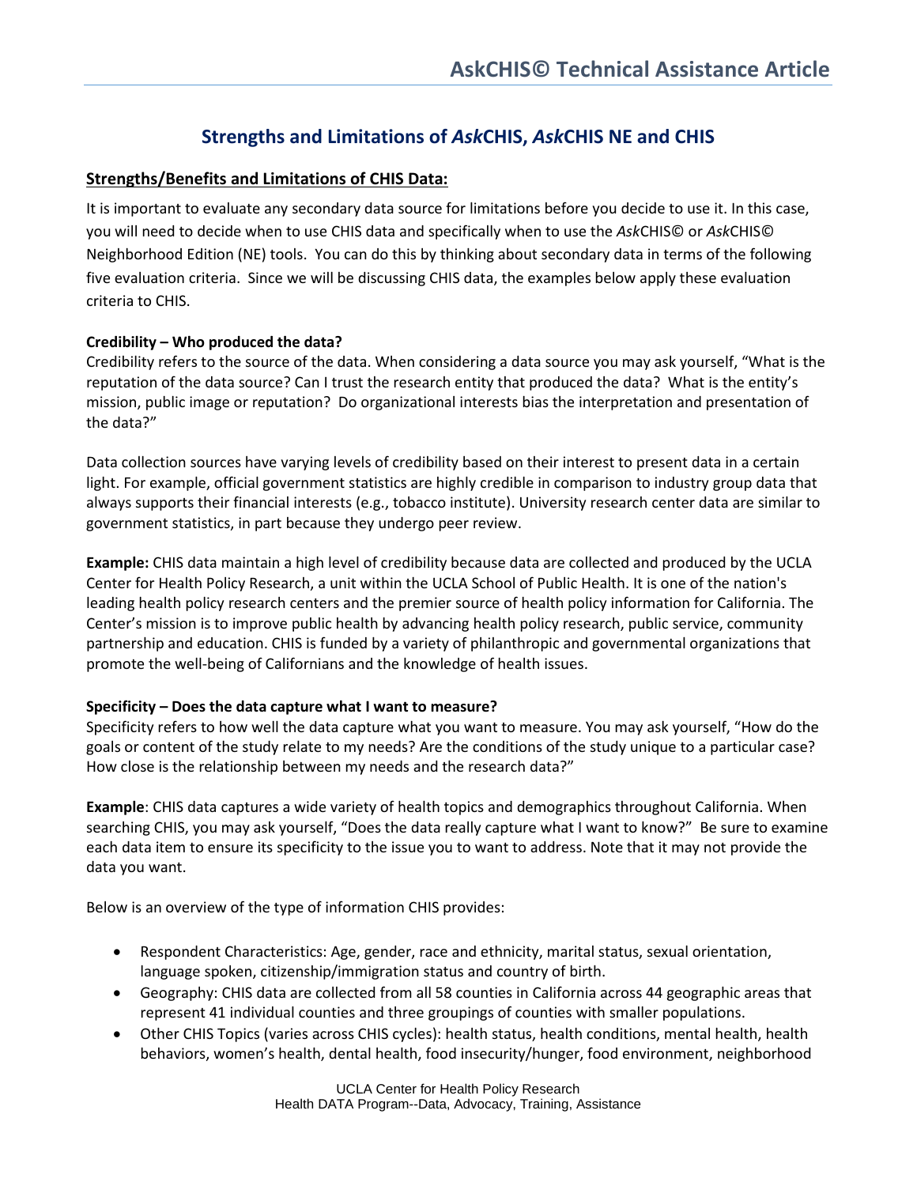# Strengths and Limitations of *Ask*CHIS, *Ask*CHIS NE and CHIS

## Strengths/Benefits and Limitations of CHIS Data:

It is important to evaluate any secondary data source for limitations before you decide to use it. In this case, you will need to decide when to use CHIS data and specifically when to use the *Ask*CHIS© or *Ask*CHIS© Neighborhood Edition (NE) tools. You can do this by thinking about secondary data in terms of the following five evaluation criteria. Since we will be discussing CHIS data, the examples below apply these evaluation criteria to CHIS.

**Credibility – Who produced the data?**

Credibility refers to the source of the data. When considering a data source you may ask yourself, "What is the reputation of the data source? Can I trust the research entity that produced the data? What is the entity's mission, public image or reputation? Do organizational interests bias the interpretation and presentation of the data?"

Data collection sources have varying levels of credibility based on their interest to present data in a certain light. For example, official government statistics are highly credible in comparison to industry group data that always supports their financial interests (e.g., tobacco institute). University research center data are similar to government statistics, in part because they undergo peer review.

**Example:** CHIS data maintain a high level of credibility because data are collected and produced by the UCLA Center for Health Policy Research, a unit within the UCLA School of Public Health. It is one of the nation's leading health policy research centers and the premier source of health policy information for California. The Center's mission is to improve public health by advancing health policy research, public service, community partnership and education. CHIS is funded by a variety of philanthropic and governmental organizations that promote the well-being of Californians and the knowledge of health issues.

**Specificity – Does the data capture what I want to measure?**

Specificity refers to how well the data capture what you want to measure. You may ask yourself, "How do the goals or content of the study relate to my needs? Are the conditions of the study unique to a particular case? How close is the relationship between my needs and the research data?"

**Example**: CHIS data captures a wide variety of health topics and demographics throughout California. When searching CHIS, you may ask yourself, "Does the data really capture what I want to know?" Be sure to examine each data item to ensure its specificity to the issue you to want to address. Note that it may not provide the data you want.

Below is an overview of the type of information CHIS provides:

- Respondent Characteristics: Age, gender, race and ethnicity, marital status, sexual orientation, language spoken, citizenship/immigration status and country of birth.
- Geography: CHIS data are collected from all 58 counties in California across 44 geographic areas that represent 41 individual counties and three groupings of counties with smaller populations.
- Other CHIS Topics (varies across CHIS cycles): health status, health conditions, mental health, health behaviors, women's health, dental health, food insecurity/hunger, food environment, neighborhood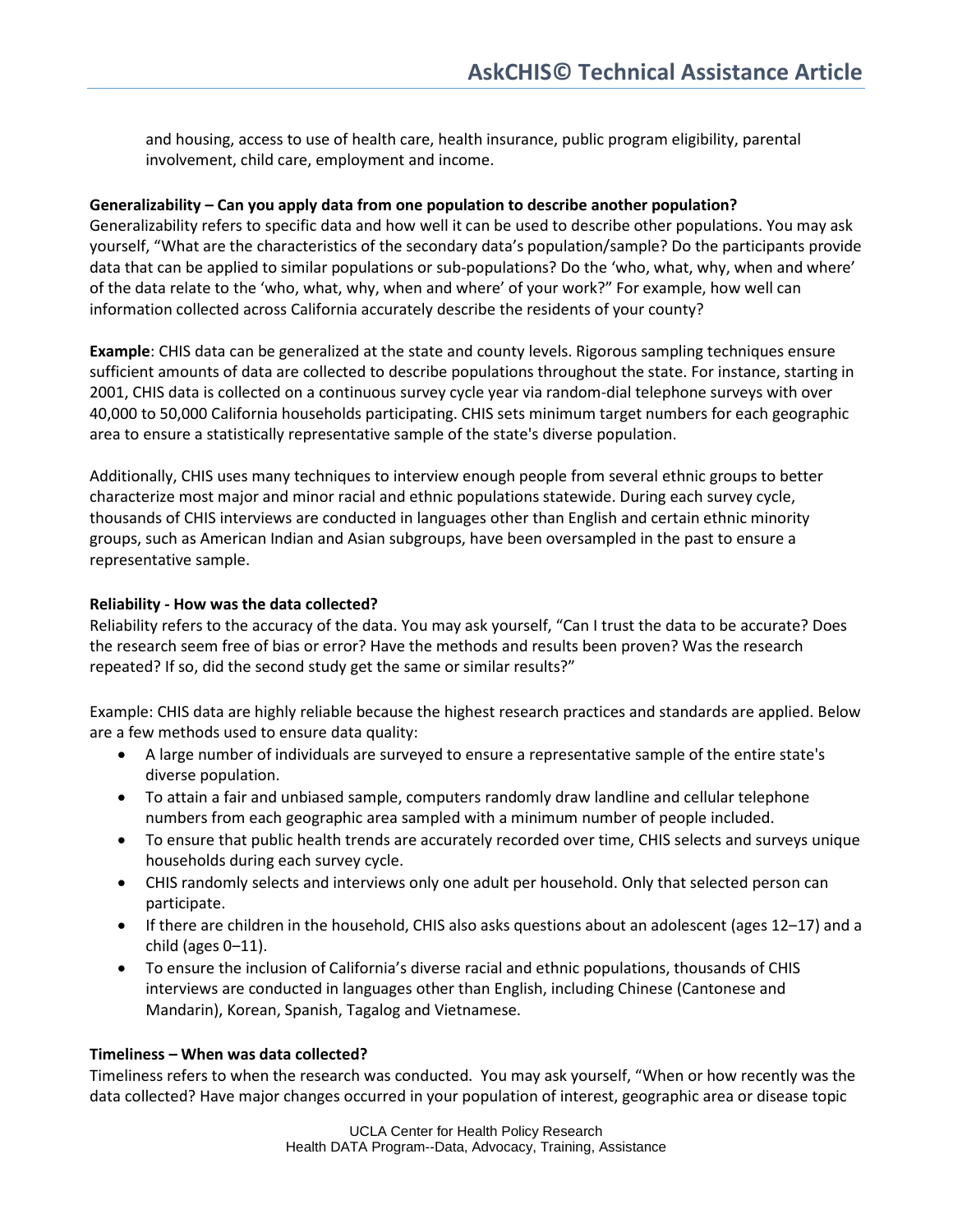and housing, access to use of health care, health insurance, public program eligibility, parental involvement, child care, employment and income.

**Generalizability – Can you apply data from one population to describe another population?**
Generalizability refers to specific data and how well it can be used to describe other populations. You may ask yourself, "What are the characteristics of the secondary data's population/sample? Do the participants provide data that can be applied to similar populations or sub-populations? Do the 'who, what, why, when and where' of the data relate to the 'who, what, why, when and where' of your work?" For example, how well can information collected across California accurately describe the residents of your county?

**Example**: CHIS data can be generalized at the state and county levels. Rigorous sampling techniques ensure sufficient amounts of data are collected to describe populations throughout the state. For instance, starting in 2001, CHIS data is collected on a continuous survey cycle year via random-dial telephone surveys with over 40,000 to 50,000 California households participating. CHIS sets minimum target numbers for each geographic area to ensure a statistically representative sample of the state's diverse population.

Additionally, CHIS uses many techniques to interview enough people from several ethnic groups to better characterize most major and minor racial and ethnic populations statewide. During each survey cycle, thousands of CHIS interviews are conducted in languages other than English and certain ethnic minority groups, such as American Indian and Asian subgroups, have been oversampled in the past to ensure a representative sample.

**Reliability - How was the data collected?**
Reliability refers to the accuracy of the data. You may ask yourself, "Can I trust the data to be accurate? Does the research seem free of bias or error? Have the methods and results been proven? Was the research repeated? If so, did the second study get the same or similar results?"

Example: CHIS data are highly reliable because the highest research practices and standards are applied. Below are a few methods used to ensure data quality:

- A large number of individuals are surveyed to ensure a representative sample of the entire state's diverse population.
- To attain a fair and unbiased sample, computers randomly draw landline and cellular telephone numbers from each geographic area sampled with a minimum number of people included.
- To ensure that public health trends are accurately recorded over time, CHIS selects and surveys unique households during each survey cycle.
- CHIS randomly selects and interviews only one adult per household. Only that selected person can participate.
- If there are children in the household, CHIS also asks questions about an adolescent (ages 12–17) and a child (ages 0–11).
- To ensure the inclusion of California's diverse racial and ethnic populations, thousands of CHIS interviews are conducted in languages other than English, including Chinese (Cantonese and Mandarin), Korean, Spanish, Tagalog and Vietnamese.

**Timeliness – When was data collected?**
Timeliness refers to when the research was conducted. You may ask yourself, "When or how recently was the data collected? Have major changes occurred in your population of interest, geographic area or disease topic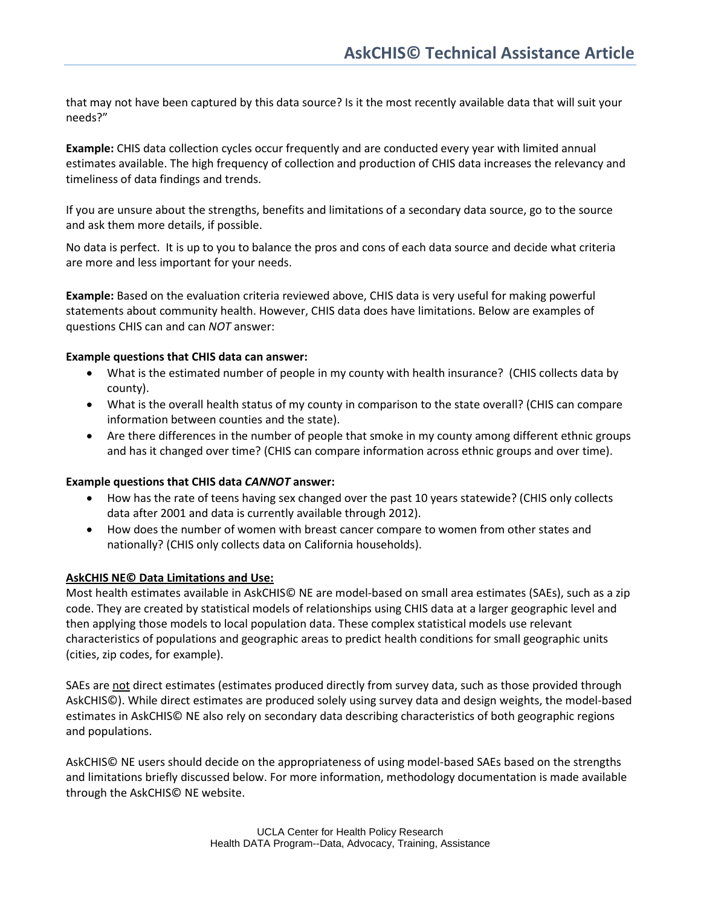that may not have been captured by this data source? Is it the most recently available data that will suit your needs?"

**Example:** CHIS data collection cycles occur frequently and are conducted every year with limited annual estimates available. The high frequency of collection and production of CHIS data increases the relevancy and timeliness of data findings and trends.

If you are unsure about the strengths, benefits and limitations of a secondary data source, go to the source and ask them more details, if possible.

No data is perfect. It is up to you to balance the pros and cons of each data source and decide what criteria are more and less important for your needs.

**Example:** Based on the evaluation criteria reviewed above, CHIS data is very useful for making powerful statements about community health. However, CHIS data does have limitations. Below are examples of questions CHIS can and can *NOT* answer:

**Example questions that CHIS data can answer:**

- What is the estimated number of people in my county with health insurance? (CHIS collects data by county).
- What is the overall health status of my county in comparison to the state overall? (CHIS can compare information between counties and the state).
- Are there differences in the number of people that smoke in my county among different ethnic groups and has it changed over time? (CHIS can compare information across ethnic groups and over time).

**Example questions that CHIS data *CANNOT* answer:**

- How has the rate of teens having sex changed over the past 10 years statewide? (CHIS only collects data after 2001 and data is currently available through 2012).
- How does the number of women with breast cancer compare to women from other states and nationally? (CHIS only collects data on California households).

**AskCHIS NE© Data Limitations and Use:**

Most health estimates available in AskCHIS© NE are model-based on small area estimates (SAEs), such as a zip code. They are created by statistical models of relationships using CHIS data at a larger geographic level and then applying those models to local population data. These complex statistical models use relevant characteristics of populations and geographic areas to predict health conditions for small geographic units (cities, zip codes, for example).

SAEs are not direct estimates (estimates produced directly from survey data, such as those provided through AskCHIS©). While direct estimates are produced solely using survey data and design weights, the model-based estimates in AskCHIS© NE also rely on secondary data describing characteristics of both geographic regions and populations.

AskCHIS© NE users should decide on the appropriateness of using model-based SAEs based on the strengths and limitations briefly discussed below. For more information, methodology documentation is made available through the AskCHIS© NE website.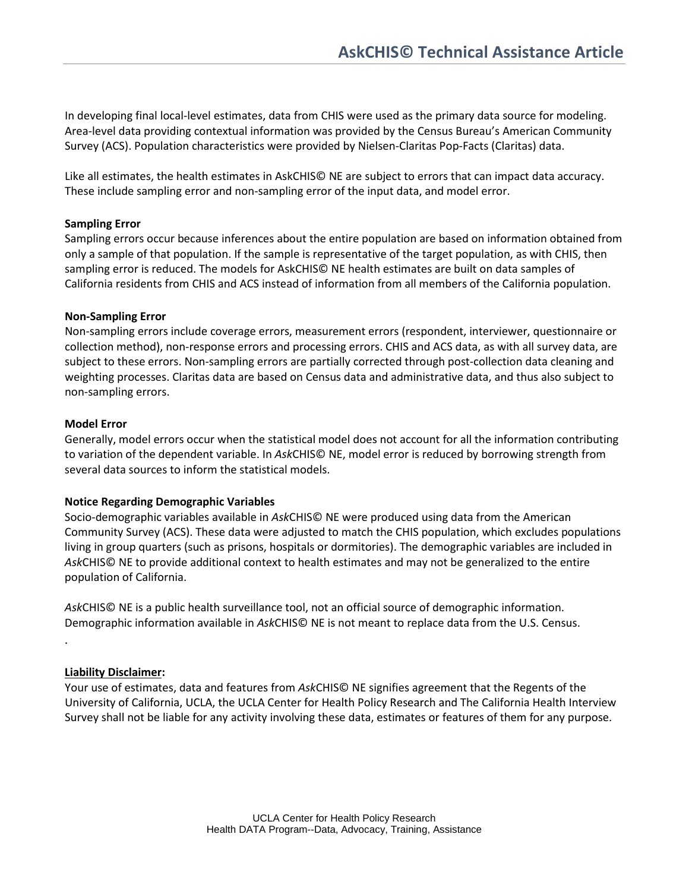In developing final local-level estimates, data from CHIS were used as the primary data source for modeling. Area-level data providing contextual information was provided by the Census Bureau's American Community Survey (ACS). Population characteristics were provided by Nielsen-Claritas Pop-Facts (Claritas) data.

Like all estimates, the health estimates in AskCHIS© NE are subject to errors that can impact data accuracy. These include sampling error and non-sampling error of the input data, and model error.

**Sampling Error**
Sampling errors occur because inferences about the entire population are based on information obtained from only a sample of that population. If the sample is representative of the target population, as with CHIS, then sampling error is reduced. The models for AskCHIS© NE health estimates are built on data samples of California residents from CHIS and ACS instead of information from all members of the California population.

**Non-Sampling Error**
Non-sampling errors include coverage errors, measurement errors (respondent, interviewer, questionnaire or collection method), non-response errors and processing errors. CHIS and ACS data, as with all survey data, are subject to these errors. Non-sampling errors are partially corrected through post-collection data cleaning and weighting processes. Claritas data are based on Census data and administrative data, and thus also subject to non-sampling errors.

**Model Error**
Generally, model errors occur when the statistical model does not account for all the information contributing to variation of the dependent variable. In *Ask*CHIS© NE, model error is reduced by borrowing strength from several data sources to inform the statistical models.

**Notice Regarding Demographic Variables**
Socio-demographic variables available in *Ask*CHIS© NE were produced using data from the American Community Survey (ACS). These data were adjusted to match the CHIS population, which excludes populations living in group quarters (such as prisons, hospitals or dormitories). The demographic variables are included in *Ask*CHIS© NE to provide additional context to health estimates and may not be generalized to the entire population of California.

*Ask*CHIS© NE is a public health surveillance tool, not an official source of demographic information. Demographic information available in *Ask*CHIS© NE is not meant to replace data from the U.S. Census.

.

**Liability Disclaimer:**
Your use of estimates, data and features from *Ask*CHIS© NE signifies agreement that the Regents of the University of California, UCLA, the UCLA Center for Health Policy Research and The California Health Interview Survey shall not be liable for any activity involving these data, estimates or features of them for any purpose.